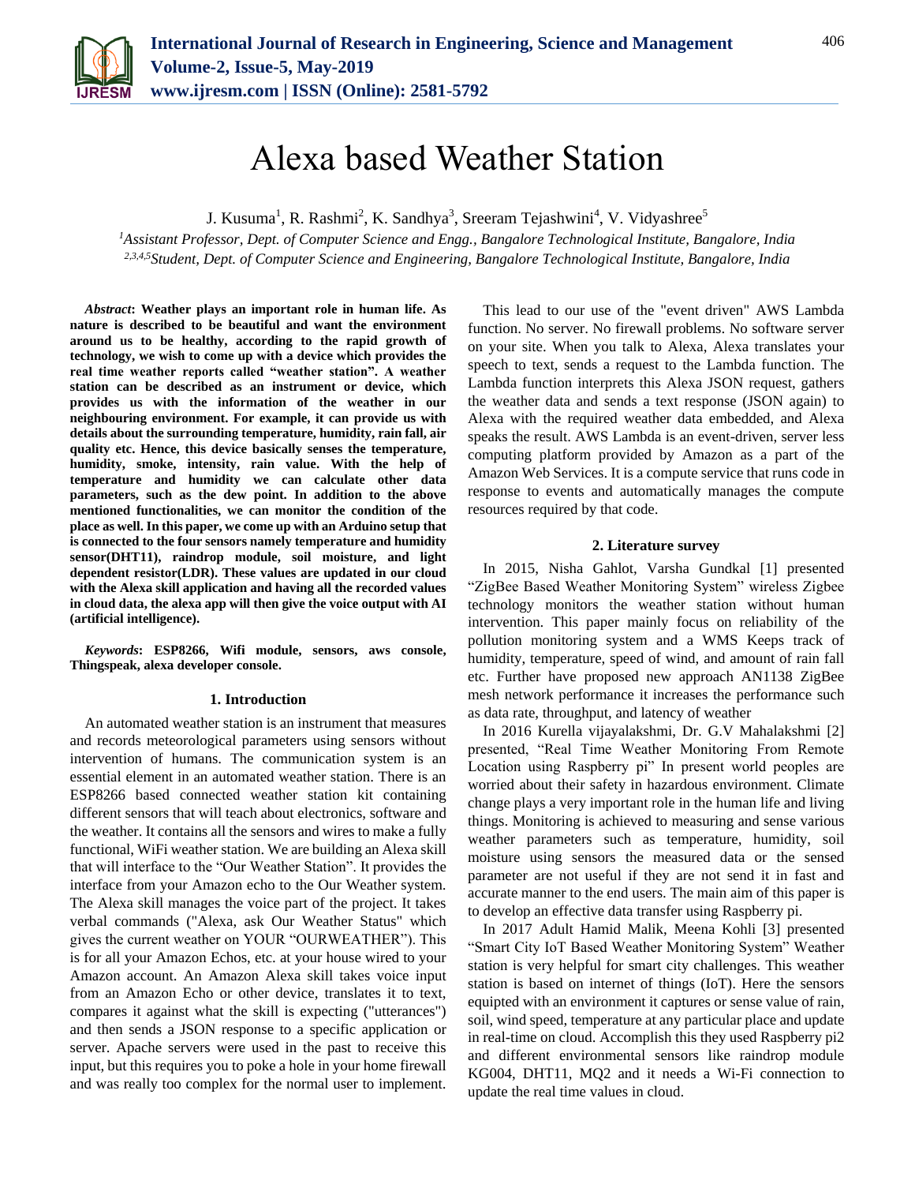# Alexa based Weather Station

J. Kusuma[1], R. Rashmi[2], K. Sandhya[3], Sreeram Tejashwini[4], V. Vidyashree[5]

[1]*Assistant Professor, Dept. of Computer Science and Engg., Bangalore Technological Institute, Bangalore, India*
[2,3,4,5]*Student, Dept. of Computer Science and Engineering, Bangalore Technological Institute, Bangalore, India*

***Abstract*: Weather plays an important role in human life. As nature is described to be beautiful and want the environment around us to be healthy, according to the rapid growth of technology, we wish to come up with a device which provides the real time weather reports called "weather station". A weather station can be described as an instrument or device, which provides us with the information of the weather in our neighbouring environment. For example, it can provide us with details about the surrounding temperature, humidity, rain fall, air quality etc. Hence, this device basically senses the temperature, humidity, smoke, intensity, rain value. With the help of temperature and humidity we can calculate other data parameters, such as the dew point. In addition to the above mentioned functionalities, we can monitor the condition of the place as well. In this paper, we come up with an Arduino setup that is connected to the four sensors namely temperature and humidity sensor(DHT11), raindrop module, soil moisture, and light dependent resistor(LDR). These values are updated in our cloud with the Alexa skill application and having all the recorded values in cloud data, the alexa app will then give the voice output with AI (artificial intelligence).**

***Keywords*: ESP8266, Wifi module, sensors, aws console, Thingspeak, alexa developer console.**

## 1. Introduction

An automated weather station is an instrument that measures and records meteorological parameters using sensors without intervention of humans. The communication system is an essential element in an automated weather station. There is an ESP8266 based connected weather station kit containing different sensors that will teach about electronics, software and the weather. It contains all the sensors and wires to make a fully functional, WiFi weather station. We are building an Alexa skill that will interface to the "Our Weather Station". It provides the interface from your Amazon echo to the Our Weather system. The Alexa skill manages the voice part of the project. It takes verbal commands ("Alexa, ask Our Weather Status" which gives the current weather on YOUR "OURWEATHER"). This is for all your Amazon Echos, etc. at your house wired to your Amazon account. An Amazon Alexa skill takes voice input from an Amazon Echo or other device, translates it to text, compares it against what the skill is expecting ("utterances") and then sends a JSON response to a specific application or server. Apache servers were used in the past to receive this input, but this requires you to poke a hole in your home firewall and was really too complex for the normal user to implement.

This lead to our use of the "event driven" AWS Lambda function. No server. No firewall problems. No software server on your site. When you talk to Alexa, Alexa translates your speech to text, sends a request to the Lambda function. The Lambda function interprets this Alexa JSON request, gathers the weather data and sends a text response (JSON again) to Alexa with the required weather data embedded, and Alexa speaks the result. AWS Lambda is an event-driven, server less computing platform provided by Amazon as a part of the Amazon Web Services. It is a compute service that runs code in response to events and automatically manages the compute resources required by that code.

## 2. Literature survey

In 2015, Nisha Gahlot, Varsha Gundkal [1] presented "ZigBee Based Weather Monitoring System" wireless Zigbee technology monitors the weather station without human intervention. This paper mainly focus on reliability of the pollution monitoring system and a WMS Keeps track of humidity, temperature, speed of wind, and amount of rain fall etc. Further have proposed new approach AN1138 ZigBee mesh network performance it increases the performance such as data rate, throughput, and latency of weather

In 2016 Kurella vijayalakshmi, Dr. G.V Mahalakshmi [2] presented, "Real Time Weather Monitoring From Remote Location using Raspberry pi" In present world peoples are worried about their safety in hazardous environment. Climate change plays a very important role in the human life and living things. Monitoring is achieved to measuring and sense various weather parameters such as temperature, humidity, soil moisture using sensors the measured data or the sensed parameter are not useful if they are not send it in fast and accurate manner to the end users. The main aim of this paper is to develop an effective data transfer using Raspberry pi.

In 2017 Adult Hamid Malik, Meena Kohli [3] presented "Smart City IoT Based Weather Monitoring System" Weather station is very helpful for smart city challenges. This weather station is based on internet of things (IoT). Here the sensors equipted with an environment it captures or sense value of rain, soil, wind speed, temperature at any particular place and update in real-time on cloud. Accomplish this they used Raspberry pi2 and different environmental sensors like raindrop module KG004, DHT11, MQ2 and it needs a Wi-Fi connection to update the real time values in cloud.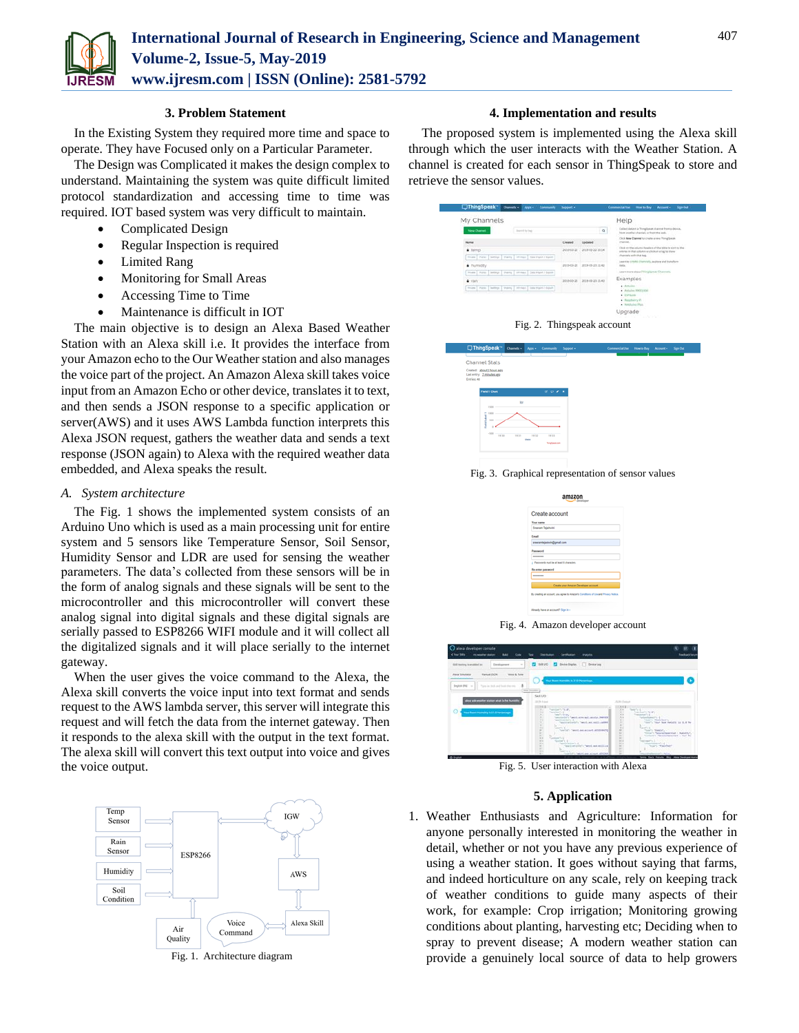### 3. Problem Statement

In the Existing System they required more time and space to operate. They have Focused only on a Particular Parameter.

The Design was Complicated it makes the design complex to understand. Maintaining the system was quite difficult limited protocol standardization and accessing time to time was required. IOT based system was very difficult to maintain.

- Complicated Design
- Regular Inspection is required
- Limited Rang
- Monitoring for Small Areas
- Accessing Time to Time
- Maintenance is difficult in IOT

The main objective is to design an Alexa Based Weather Station with an Alexa skill i.e. It provides the interface from your Amazon echo to the Our Weather station and also manages the voice part of the project. An Amazon Alexa skill takes voice input from an Amazon Echo or other device, translates it to text, and then sends a JSON response to a specific application or server(AWS) and it uses AWS Lambda function interprets this Alexa JSON request, gathers the weather data and sends a text response (JSON again) to Alexa with the required weather data embedded, and Alexa speaks the result.

*A. System architecture*

The Fig. 1 shows the implemented system consists of an Arduino Uno which is used as a main processing unit for entire system and 5 sensors like Temperature Sensor, Soil Sensor, Humidity Sensor and LDR are used for sensing the weather parameters. The data's collected from these sensors will be in the form of analog signals and these signals will be sent to the microcontroller and this microcontroller will convert these analog signal into digital signals and these digital signals are serially passed to ESP8266 WIFI module and it will collect all the digitalized signals and it will place serially to the internet gateway.

When the user gives the voice command to the Alexa, the Alexa skill converts the voice input into text format and sends request to the AWS lambda server, this server will integrate this request and will fetch the data from the internet gateway. Then it responds to the alexa skill with the output in the text format. The alexa skill will convert this text output into voice and gives the voice output.

Fig. 1. Architecture diagram

### 4. Implementation and results

The proposed system is implemented using the Alexa skill through which the user interacts with the Weather Station. A channel is created for each sensor in ThingSpeak to store and retrieve the sensor values.

Fig. 2. Thingspeak account

Fig. 3. Graphical representation of sensor values

Fig. 4. Amazon developer account

Fig. 5. User interaction with Alexa

### 5. Application

1. Weather Enthusiasts and Agriculture: Information for anyone personally interested in monitoring the weather in detail, whether or not you have any previous experience of using a weather station. It goes without saying that farms, and indeed horticulture on any scale, rely on keeping track of weather conditions to guide many aspects of their work, for example: Crop irrigation; Monitoring growing conditions about planting, harvesting etc; Deciding when to spray to prevent disease; A modern weather station can provide a genuinely local source of data to help growers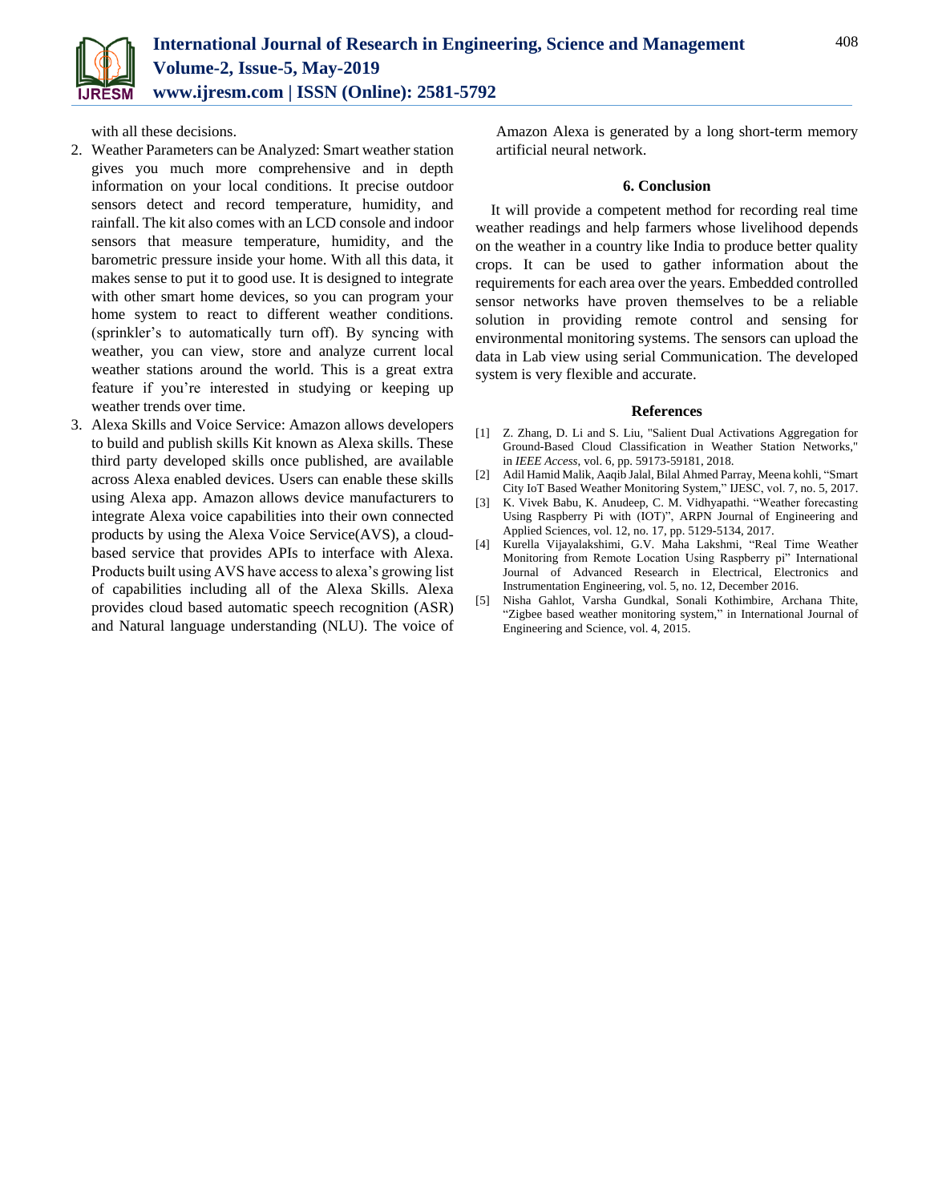with all these decisions.

2. Weather Parameters can be Analyzed: Smart weather station gives you much more comprehensive and in depth information on your local conditions. It precise outdoor sensors detect and record temperature, humidity, and rainfall. The kit also comes with an LCD console and indoor sensors that measure temperature, humidity, and the barometric pressure inside your home. With all this data, it makes sense to put it to good use. It is designed to integrate with other smart home devices, so you can program your home system to react to different weather conditions. (sprinkler's to automatically turn off). By syncing with weather, you can view, store and analyze current local weather stations around the world. This is a great extra feature if you're interested in studying or keeping up weather trends over time.
3. Alexa Skills and Voice Service: Amazon allows developers to build and publish skills Kit known as Alexa skills. These third party developed skills once published, are available across Alexa enabled devices. Users can enable these skills using Alexa app. Amazon allows device manufacturers to integrate Alexa voice capabilities into their own connected products by using the Alexa Voice Service(AVS), a cloud-based service that provides APIs to interface with Alexa. Products built using AVS have access to alexa's growing list of capabilities including all of the Alexa Skills. Alexa provides cloud based automatic speech recognition (ASR) and Natural language understanding (NLU). The voice of Amazon Alexa is generated by a long short-term memory artificial neural network.

## 6. Conclusion

It will provide a competent method for recording real time weather readings and help farmers whose livelihood depends on the weather in a country like India to produce better quality crops. It can be used to gather information about the requirements for each area over the years. Embedded controlled sensor networks have proven themselves to be a reliable solution in providing remote control and sensing for environmental monitoring systems. The sensors can upload the data in Lab view using serial Communication. The developed system is very flexible and accurate.

## References

[1] Z. Zhang, D. Li and S. Liu, "Salient Dual Activations Aggregation for Ground-Based Cloud Classification in Weather Station Networks," in *IEEE Access*, vol. 6, pp. 59173-59181, 2018.

[2] Adil Hamid Malik, Aaqib Jalal, Bilal Ahmed Parray, Meena kohli, "Smart City IoT Based Weather Monitoring System," IJESC, vol. 7, no. 5, 2017.

[3] K. Vivek Babu, K. Anudeep, C. M. Vidhyapathi. "Weather forecasting Using Raspberry Pi with (IOT)", ARPN Journal of Engineering and Applied Sciences, vol. 12, no. 17, pp. 5129-5134, 2017.

[4] Kurella Vijayalakshimi, G.V. Maha Lakshmi, "Real Time Weather Monitoring from Remote Location Using Raspberry pi" International Journal of Advanced Research in Electrical, Electronics and Instrumentation Engineering, vol. 5, no. 12, December 2016.

[5] Nisha Gahlot, Varsha Gundkal, Sonali Kothimbire, Archana Thite, "Zigbee based weather monitoring system," in International Journal of Engineering and Science, vol. 4, 2015.